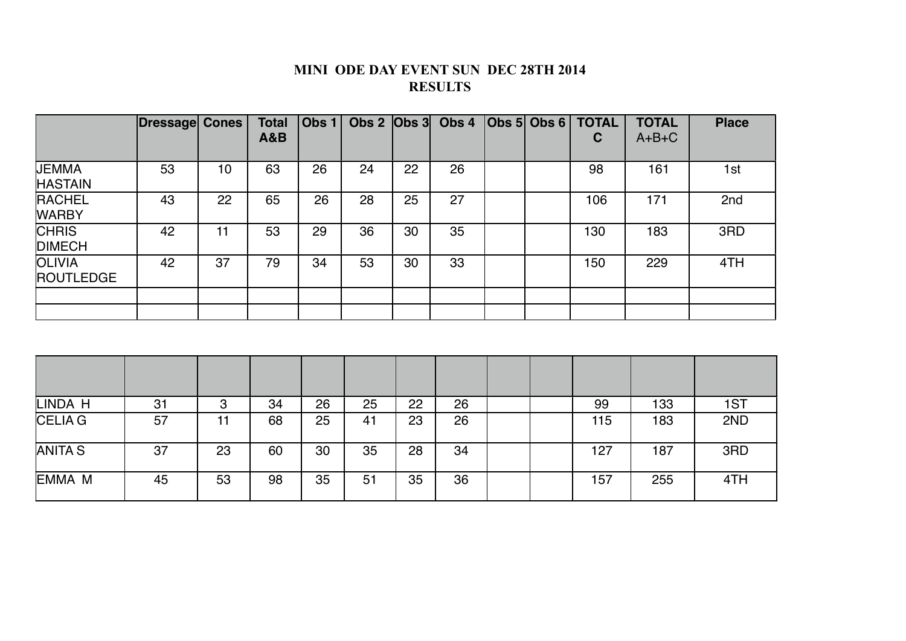# MINI ODE DAY EVENT SUN DEC 28TH 2014
## RESULTS

| | Dressage | Cones | Total A&B | Obs 1 | Obs 2 | Obs 3 | Obs 4 | Obs 5 | Obs 6 | TOTAL C | TOTAL A+B+C | Place |
|---|---|---|---|---|---|---|---|---|---|---|---|---|
| JEMMA HASTAIN | 53 | 10 | 63 | 26 | 24 | 22 | 26 | | | 98 | 161 | 1st |
| RACHEL WARBY | 43 | 22 | 65 | 26 | 28 | 25 | 27 | | | 106 | 171 | 2nd |
| CHRIS DIMECH | 42 | 11 | 53 | 29 | 36 | 30 | 35 | | | 130 | 183 | 3RD |
| OLIVIA ROUTLEDGE | 42 | 37 | 79 | 34 | 53 | 30 | 33 | | | 150 | 229 | 4TH |
| | | | | | | | | | | | | |
| | | | | | | | | | | | | |

| | | | | | | | | | | | | |
|---|---|---|---|---|---|---|---|---|---|---|---|---|
| LINDA H | 31 | 3 | 34 | 26 | 25 | 22 | 26 | | | 99 | 133 | 1ST |
| CELIA G | 57 | 11 | 68 | 25 | 41 | 23 | 26 | | | 115 | 183 | 2ND |
| ANITA S | 37 | 23 | 60 | 30 | 35 | 28 | 34 | | | 127 | 187 | 3RD |
| EMMA M | 45 | 53 | 98 | 35 | 51 | 35 | 36 | | | 157 | 255 | 4TH |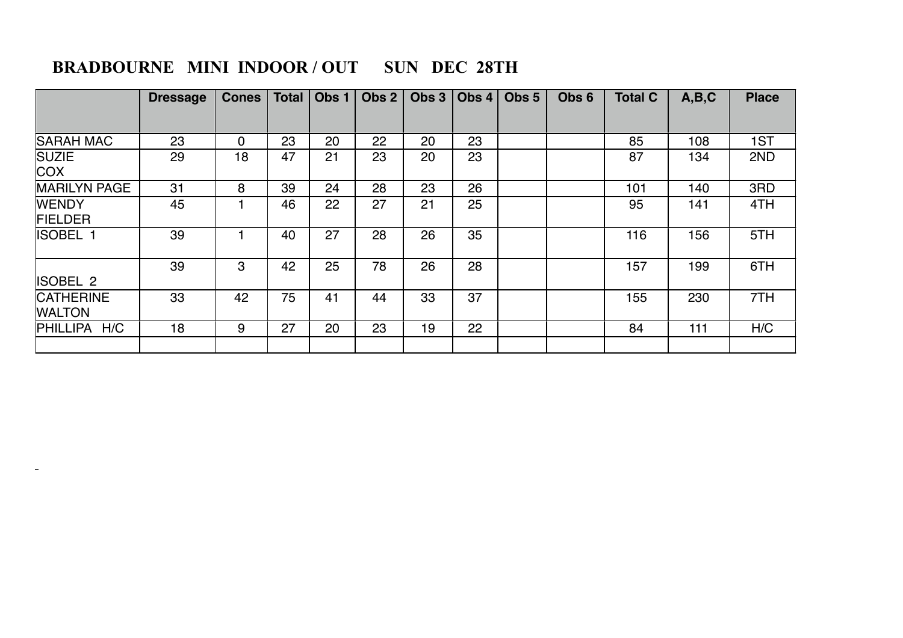# BRADBOURNE MINI INDOOR / OUT SUN DEC 28TH

| | Dressage | Cones | Total | Obs 1 | Obs 2 | Obs 3 | Obs 4 | Obs 5 | Obs 6 | Total C | A,B,C | Place |
|---|---|---|---|---|---|---|---|---|---|---|---|---|
| SARAH MAC | 23 | 0 | 23 | 20 | 22 | 20 | 23 | | | 85 | 108 | 1ST |
| SUZIE COX | 29 | 18 | 47 | 21 | 23 | 20 | 23 | | | 87 | 134 | 2ND |
| MARILYN PAGE | 31 | 8 | 39 | 24 | 28 | 23 | 26 | | | 101 | 140 | 3RD |
| WENDY FIELDER | 45 | 1 | 46 | 22 | 27 | 21 | 25 | | | 95 | 141 | 4TH |
| ISOBEL 1 | 39 | 1 | 40 | 27 | 28 | 26 | 35 | | | 116 | 156 | 5TH |
| ISOBEL 2 | 39 | 3 | 42 | 25 | 78 | 26 | 28 | | | 157 | 199 | 6TH |
| CATHERINE WALTON | 33 | 42 | 75 | 41 | 44 | 33 | 37 | | | 155 | 230 | 7TH |
| PHILLIPA H/C | 18 | 9 | 27 | 20 | 23 | 19 | 22 | | | 84 | 111 | H/C |
| | | | | | | | | | | | | |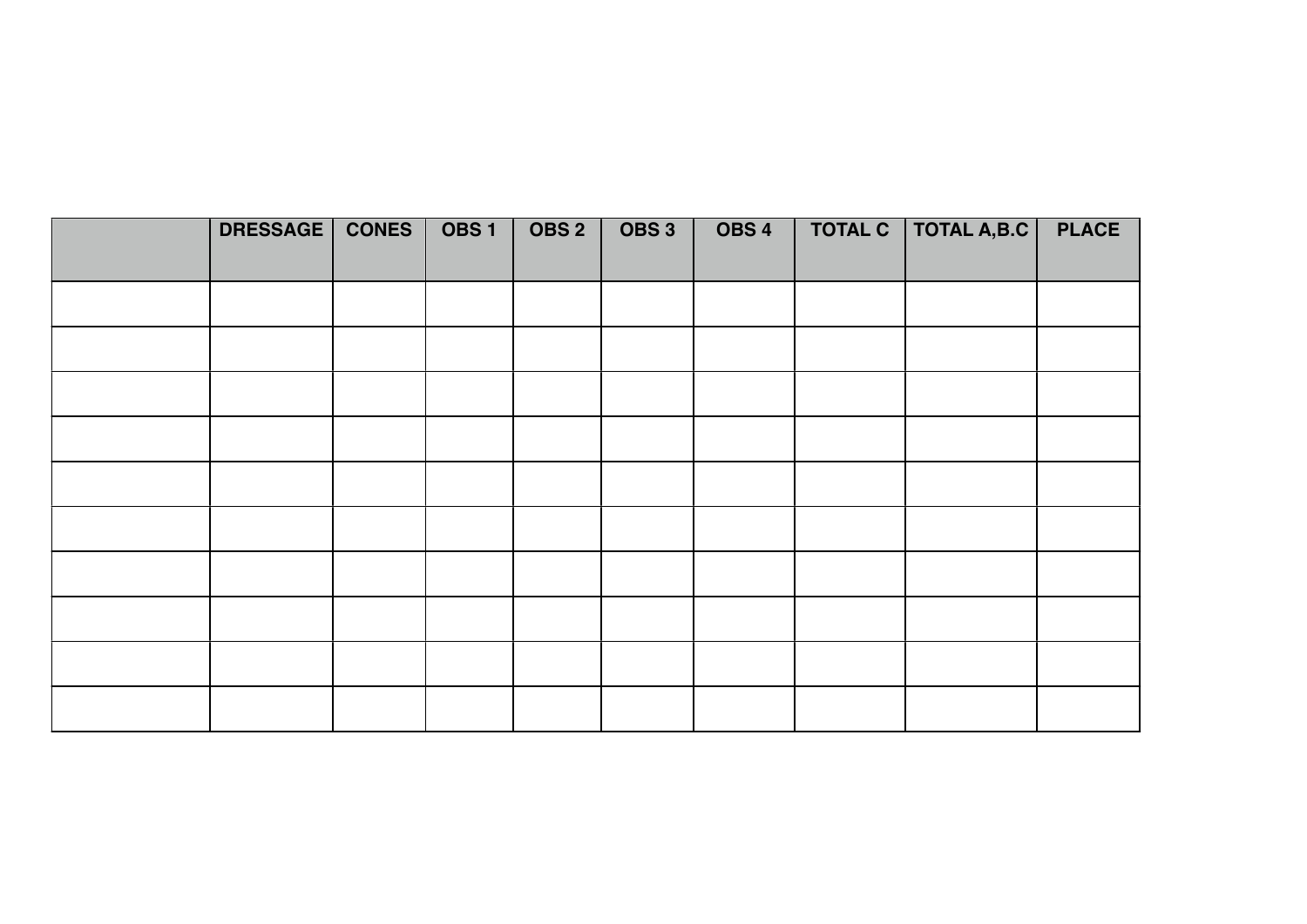| | DRESSAGE | CONES | OBS 1 | OBS 2 | OBS 3 | OBS 4 | TOTAL C | TOTAL A,B.C | PLACE |
|---|---|---|---|---|---|---|---|---|---|
| | | | | | | | | | |
| | | | | | | | | | |
| | | | | | | | | | |
| | | | | | | | | | |
| | | | | | | | | | |
| | | | | | | | | | |
| | | | | | | | | | |
| | | | | | | | | | |
| | | | | | | | | | |
| | | | | | | | | | |